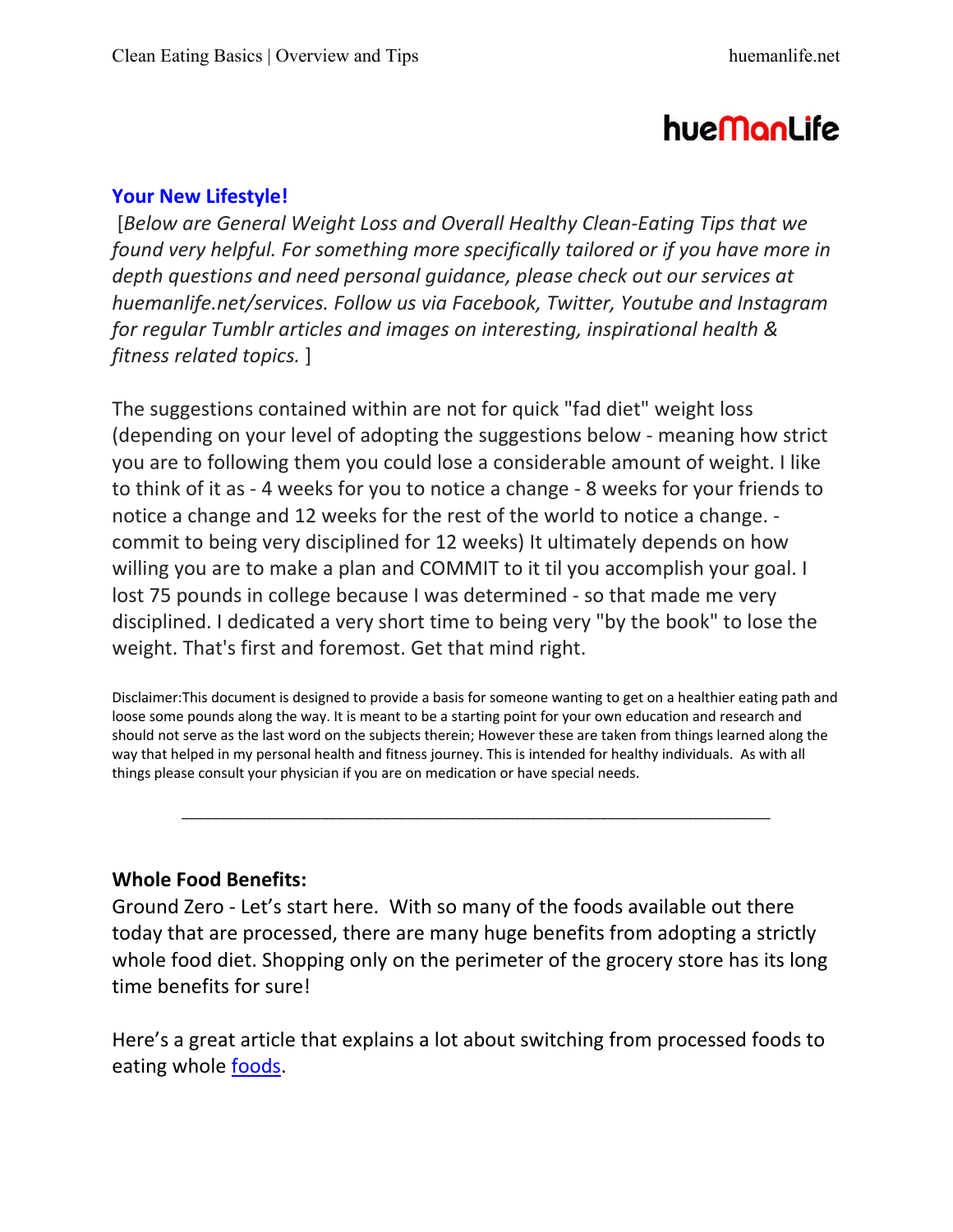**hueManLife**

## Your New Lifestyle!

[*Below are General Weight Loss and Overall Healthy Clean-Eating Tips that we found very helpful. For something more specifically tailored or if you have more in depth questions and need personal guidance, please check out our services at huemanlife.net/services. Follow us via Facebook, Twitter, Youtube and Instagram for regular Tumblr articles and images on interesting, inspirational health & fitness related topics.* ]

The suggestions contained within are not for quick "fad diet" weight loss (depending on your level of adopting the suggestions below - meaning how strict you are to following them you could lose a considerable amount of weight. I like to think of it as - 4 weeks for you to notice a change - 8 weeks for your friends to notice a change and 12 weeks for the rest of the world to notice a change. - commit to being very disciplined for 12 weeks) It ultimately depends on how willing you are to make a plan and COMMIT to it til you accomplish your goal. I lost 75 pounds in college because I was determined - so that made me very disciplined. I dedicated a very short time to being very "by the book" to lose the weight. That's first and foremost. Get that mind right.

Disclaimer:This document is designed to provide a basis for someone wanting to get on a healthier eating path and loose some pounds along the way. It is meant to be a starting point for your own education and research and should not serve as the last word on the subjects therein; However these are taken from things learned along the way that helped in my personal health and fitness journey. This is intended for healthy individuals. As with all things please consult your physician if you are on medication or have special needs.

---

**Whole Food Benefits:**

Ground Zero - Let's start here. With so many of the foods available out there today that are processed, there are many huge benefits from adopting a strictly whole food diet. Shopping only on the perimeter of the grocery store has its long time benefits for sure!

Here's a great article that explains a lot about switching from processed foods to eating whole foods.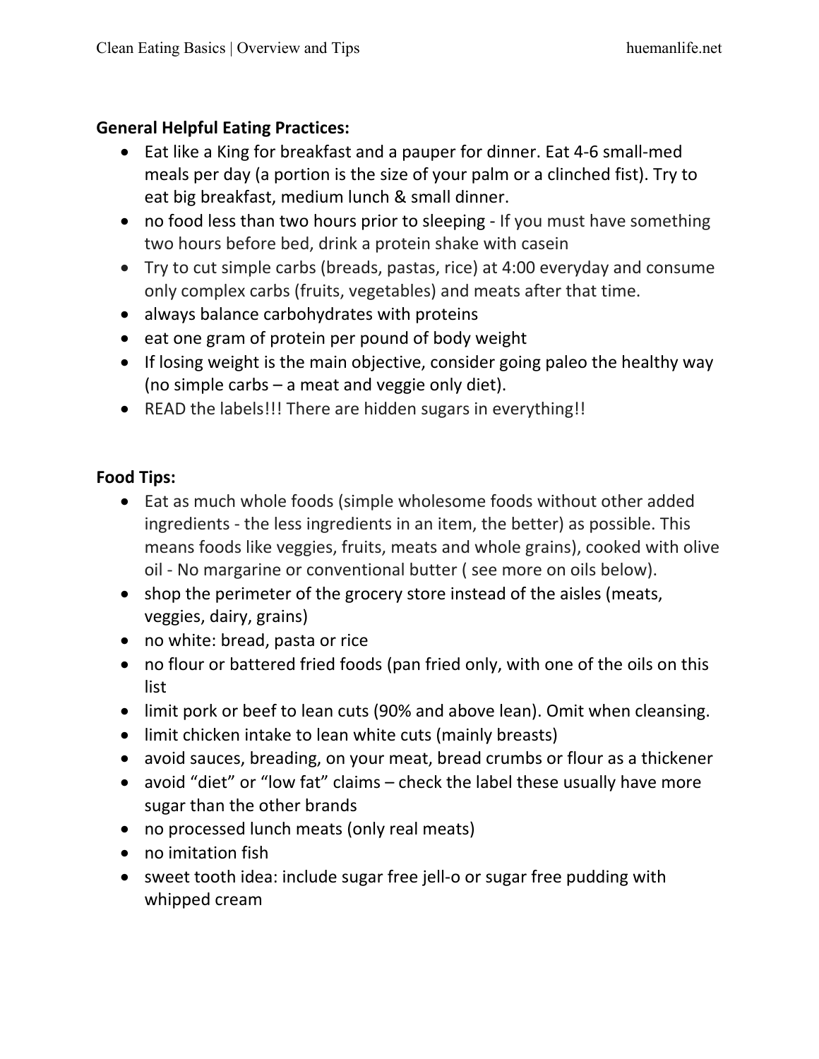**General Helpful Eating Practices:**

- Eat like a King for breakfast and a pauper for dinner. Eat 4-6 small-med meals per day (a portion is the size of your palm or a clinched fist). Try to eat big breakfast, medium lunch & small dinner.
- no food less than two hours prior to sleeping - If you must have something two hours before bed, drink a protein shake with casein
- Try to cut simple carbs (breads, pastas, rice) at 4:00 everyday and consume only complex carbs (fruits, vegetables) and meats after that time.
- always balance carbohydrates with proteins
- eat one gram of protein per pound of body weight
- If losing weight is the main objective, consider going paleo the healthy way (no simple carbs – a meat and veggie only diet).
- READ the labels!!! There are hidden sugars in everything!!

**Food Tips:**

- Eat as much whole foods (simple wholesome foods without other added ingredients - the less ingredients in an item, the better) as possible. This means foods like veggies, fruits, meats and whole grains), cooked with olive oil - No margarine or conventional butter ( see more on oils below).
- shop the perimeter of the grocery store instead of the aisles (meats, veggies, dairy, grains)
- no white: bread, pasta or rice
- no flour or battered fried foods (pan fried only, with one of the oils on this list
- limit pork or beef to lean cuts (90% and above lean). Omit when cleansing.
- limit chicken intake to lean white cuts (mainly breasts)
- avoid sauces, breading, on your meat, bread crumbs or flour as a thickener
- avoid "diet" or "low fat" claims – check the label these usually have more sugar than the other brands
- no processed lunch meats (only real meats)
- no imitation fish
- sweet tooth idea: include sugar free jell-o or sugar free pudding with whipped cream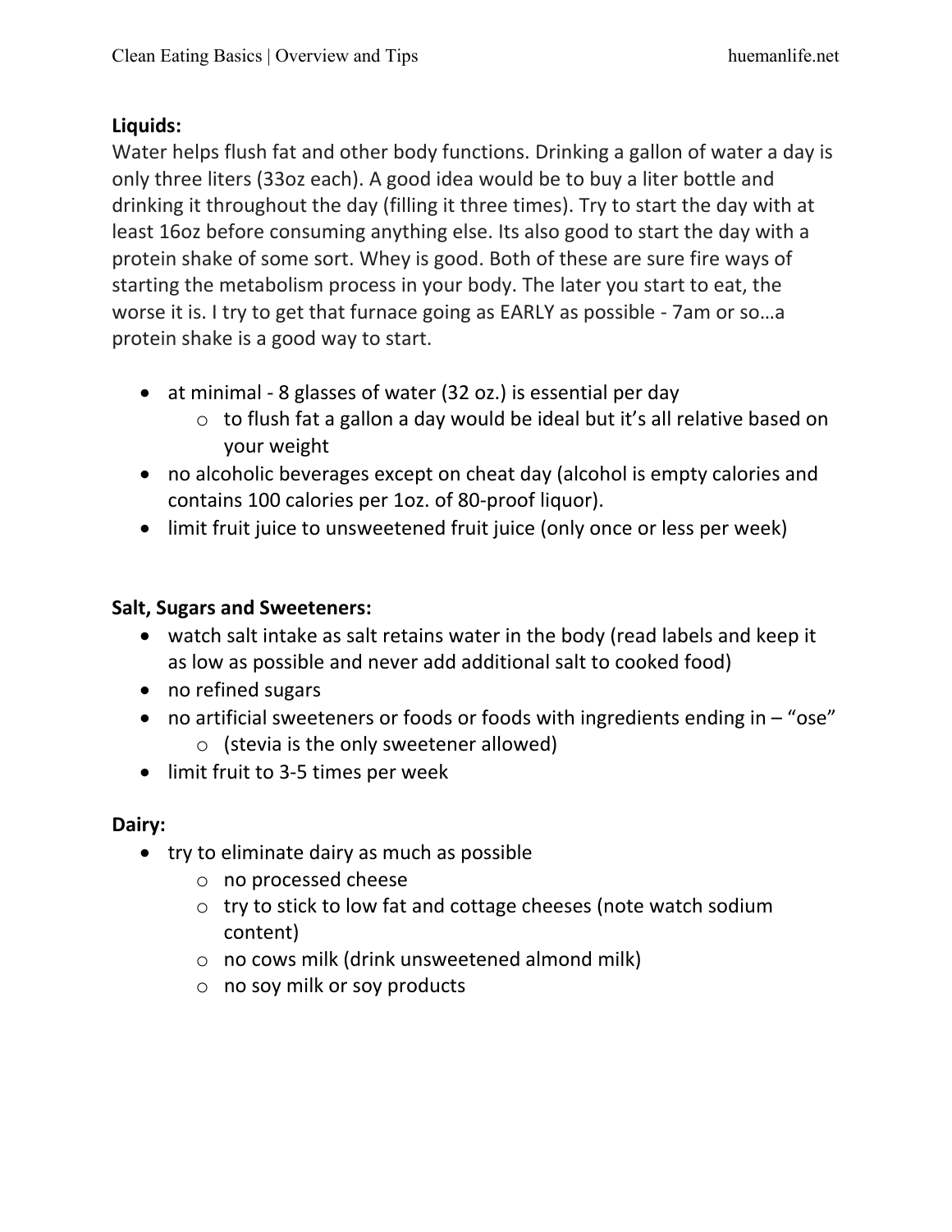**Liquids:**

Water helps flush fat and other body functions. Drinking a gallon of water a day is only three liters (33oz each). A good idea would be to buy a liter bottle and drinking it throughout the day (filling it three times). Try to start the day with at least 16oz before consuming anything else. Its also good to start the day with a protein shake of some sort. Whey is good. Both of these are sure fire ways of starting the metabolism process in your body. The later you start to eat, the worse it is. I try to get that furnace going as EARLY as possible - 7am or so…a protein shake is a good way to start.

- at minimal - 8 glasses of water (32 oz.) is essential per day
  - to flush fat a gallon a day would be ideal but it's all relative based on your weight
- no alcoholic beverages except on cheat day (alcohol is empty calories and contains 100 calories per 1oz. of 80-proof liquor).
- limit fruit juice to unsweetened fruit juice (only once or less per week)

**Salt, Sugars and Sweeteners:**

- watch salt intake as salt retains water in the body (read labels and keep it as low as possible and never add additional salt to cooked food)
- no refined sugars
- no artificial sweeteners or foods or foods with ingredients ending in – "ose"
  - (stevia is the only sweetener allowed)
- limit fruit to 3-5 times per week

**Dairy:**

- try to eliminate dairy as much as possible
  - no processed cheese
  - try to stick to low fat and cottage cheeses (note watch sodium content)
  - no cows milk (drink unsweetened almond milk)
  - no soy milk or soy products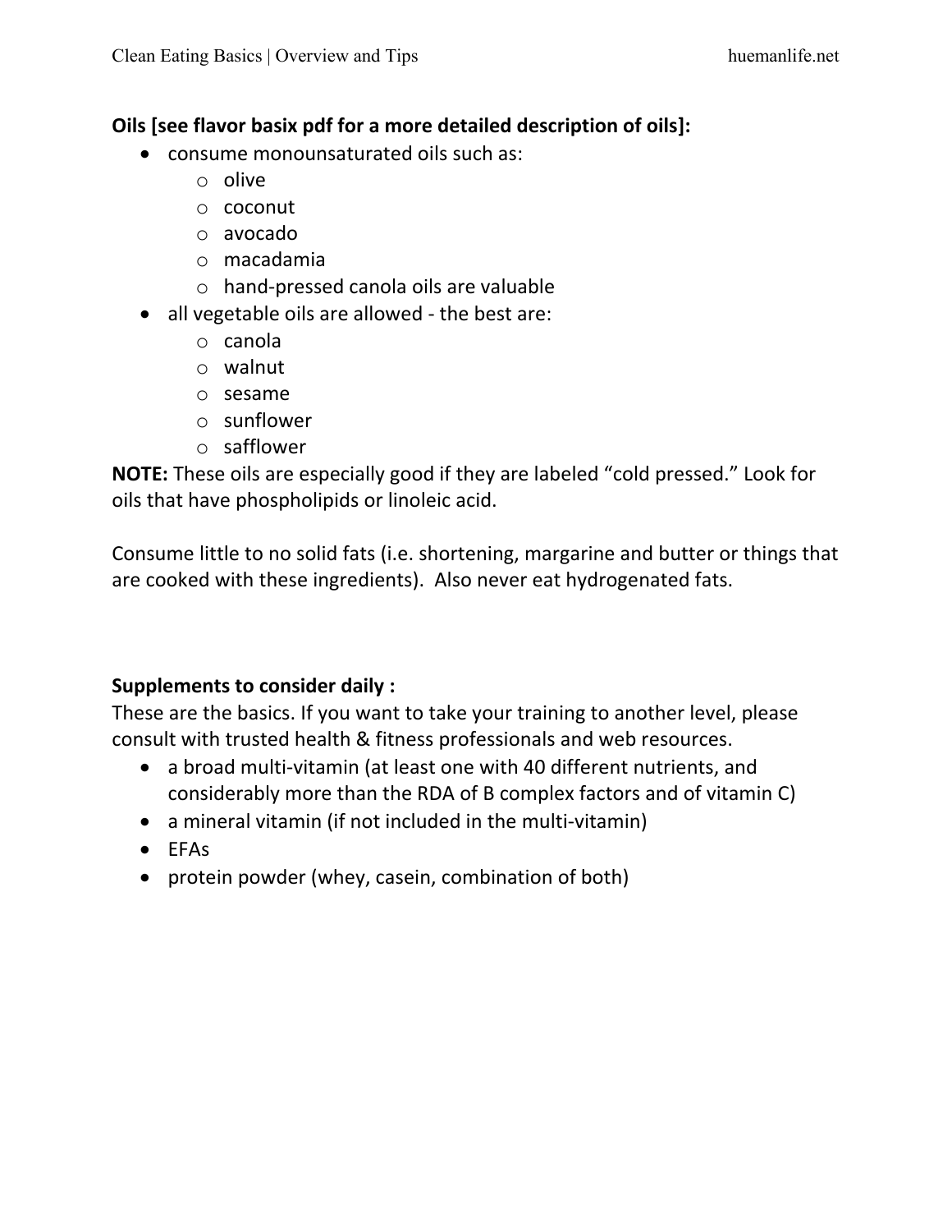**Oils [see flavor basix pdf for a more detailed description of oils]:**

- consume monounsaturated oils such as:
  - olive
  - coconut
  - avocado
  - macadamia
  - hand-pressed canola oils are valuable
- all vegetable oils are allowed - the best are:
  - canola
  - walnut
  - sesame
  - sunflower
  - safflower

**NOTE:** These oils are especially good if they are labeled "cold pressed." Look for oils that have phospholipids or linoleic acid.

Consume little to no solid fats (i.e. shortening, margarine and butter or things that are cooked with these ingredients). Also never eat hydrogenated fats.

**Supplements to consider daily :**

These are the basics. If you want to take your training to another level, please consult with trusted health & fitness professionals and web resources.

- a broad multi-vitamin (at least one with 40 different nutrients, and considerably more than the RDA of B complex factors and of vitamin C)
- a mineral vitamin (if not included in the multi-vitamin)
- EFAs
- protein powder (whey, casein, combination of both)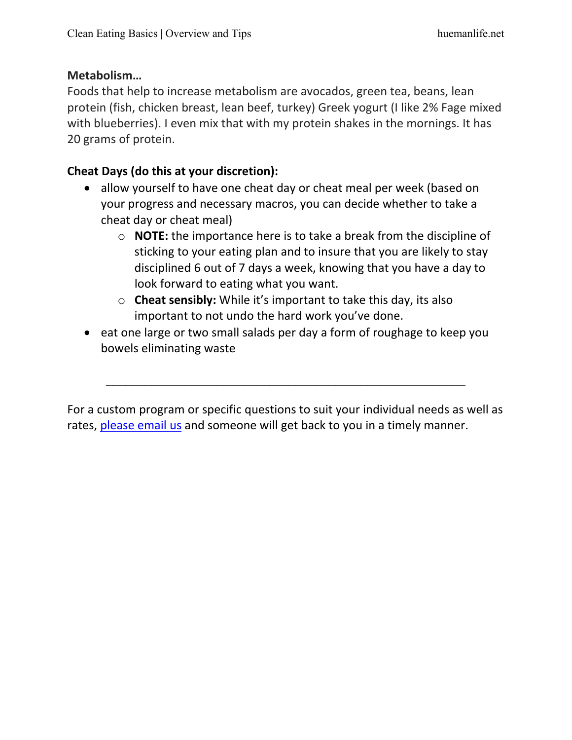**Metabolism…**

Foods that help to increase metabolism are avocados, green tea, beans, lean protein (fish, chicken breast, lean beef, turkey) Greek yogurt (I like 2% Fage mixed with blueberries). I even mix that with my protein shakes in the mornings. It has 20 grams of protein.

**Cheat Days (do this at your discretion):**

- allow yourself to have one cheat day or cheat meal per week (based on your progress and necessary macros, you can decide whether to take a cheat day or cheat meal)
  - **NOTE:** the importance here is to take a break from the discipline of sticking to your eating plan and to insure that you are likely to stay disciplined 6 out of 7 days a week, knowing that you have a day to look forward to eating what you want.
  - **Cheat sensibly:** While it's important to take this day, its also important to not undo the hard work you've done.
- eat one large or two small salads per day a form of roughage to keep you bowels eliminating waste

---

For a custom program or specific questions to suit your individual needs as well as rates, please email us and someone will get back to you in a timely manner.